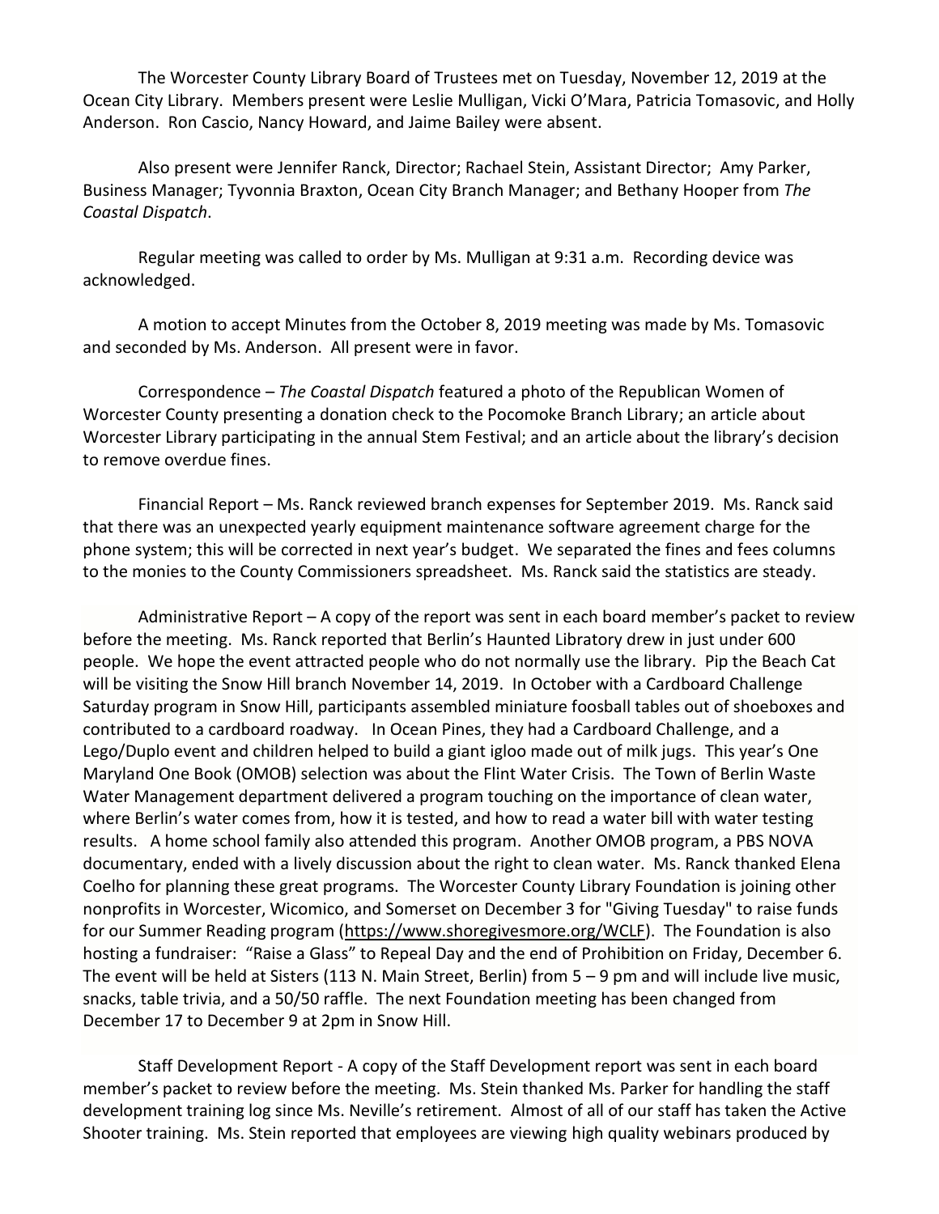The Worcester County Library Board of Trustees met on Tuesday, November 12, 2019 at the Ocean City Library. Members present were Leslie Mulligan, Vicki O'Mara, Patricia Tomasovic, and Holly Anderson. Ron Cascio, Nancy Howard, and Jaime Bailey were absent.

Also present were Jennifer Ranck, Director; Rachael Stein, Assistant Director; Amy Parker, Business Manager; Tyvonnia Braxton, Ocean City Branch Manager; and Bethany Hooper from *The Coastal Dispatch*.

Regular meeting was called to order by Ms. Mulligan at 9:31 a.m. Recording device was acknowledged.

A motion to accept Minutes from the October 8, 2019 meeting was made by Ms. Tomasovic and seconded by Ms. Anderson. All present were in favor.

Correspondence – *The Coastal Dispatch* featured a photo of the Republican Women of Worcester County presenting a donation check to the Pocomoke Branch Library; an article about Worcester Library participating in the annual Stem Festival; and an article about the library's decision to remove overdue fines.

Financial Report – Ms. Ranck reviewed branch expenses for September 2019. Ms. Ranck said that there was an unexpected yearly equipment maintenance software agreement charge for the phone system; this will be corrected in next year's budget. We separated the fines and fees columns to the monies to the County Commissioners spreadsheet. Ms. Ranck said the statistics are steady.

Administrative Report – A copy of the report was sent in each board member's packet to review before the meeting. Ms. Ranck reported that Berlin's Haunted Libratory drew in just under 600 people. We hope the event attracted people who do not normally use the library. Pip the Beach Cat will be visiting the Snow Hill branch November 14, 2019. In October with a Cardboard Challenge Saturday program in Snow Hill, participants assembled miniature foosball tables out of shoeboxes and contributed to a cardboard roadway. In Ocean Pines, they had a Cardboard Challenge, and a Lego/Duplo event and children helped to build a giant igloo made out of milk jugs. This year's One Maryland One Book (OMOB) selection was about the Flint Water Crisis. The Town of Berlin Waste Water Management department delivered a program touching on the importance of clean water, where Berlin's water comes from, how it is tested, and how to read a water bill with water testing results. A home school family also attended this program. Another OMOB program, a PBS NOVA documentary, ended with a lively discussion about the right to clean water. Ms. Ranck thanked Elena Coelho for planning these great programs. The Worcester County Library Foundation is joining other nonprofits in Worcester, Wicomico, and Somerset on December 3 for "Giving Tuesday" to raise funds for our Summer Reading program (https://www.shoregivesmore.org/WCLF). The Foundation is also hosting a fundraiser: "Raise a Glass" to Repeal Day and the end of Prohibition on Friday, December 6. The event will be held at Sisters (113 N. Main Street, Berlin) from 5 – 9 pm and will include live music, snacks, table trivia, and a 50/50 raffle. The next Foundation meeting has been changed from December 17 to December 9 at 2pm in Snow Hill.

Staff Development Report - A copy of the Staff Development report was sent in each board member's packet to review before the meeting. Ms. Stein thanked Ms. Parker for handling the staff development training log since Ms. Neville's retirement. Almost of all of our staff has taken the Active Shooter training. Ms. Stein reported that employees are viewing high quality webinars produced by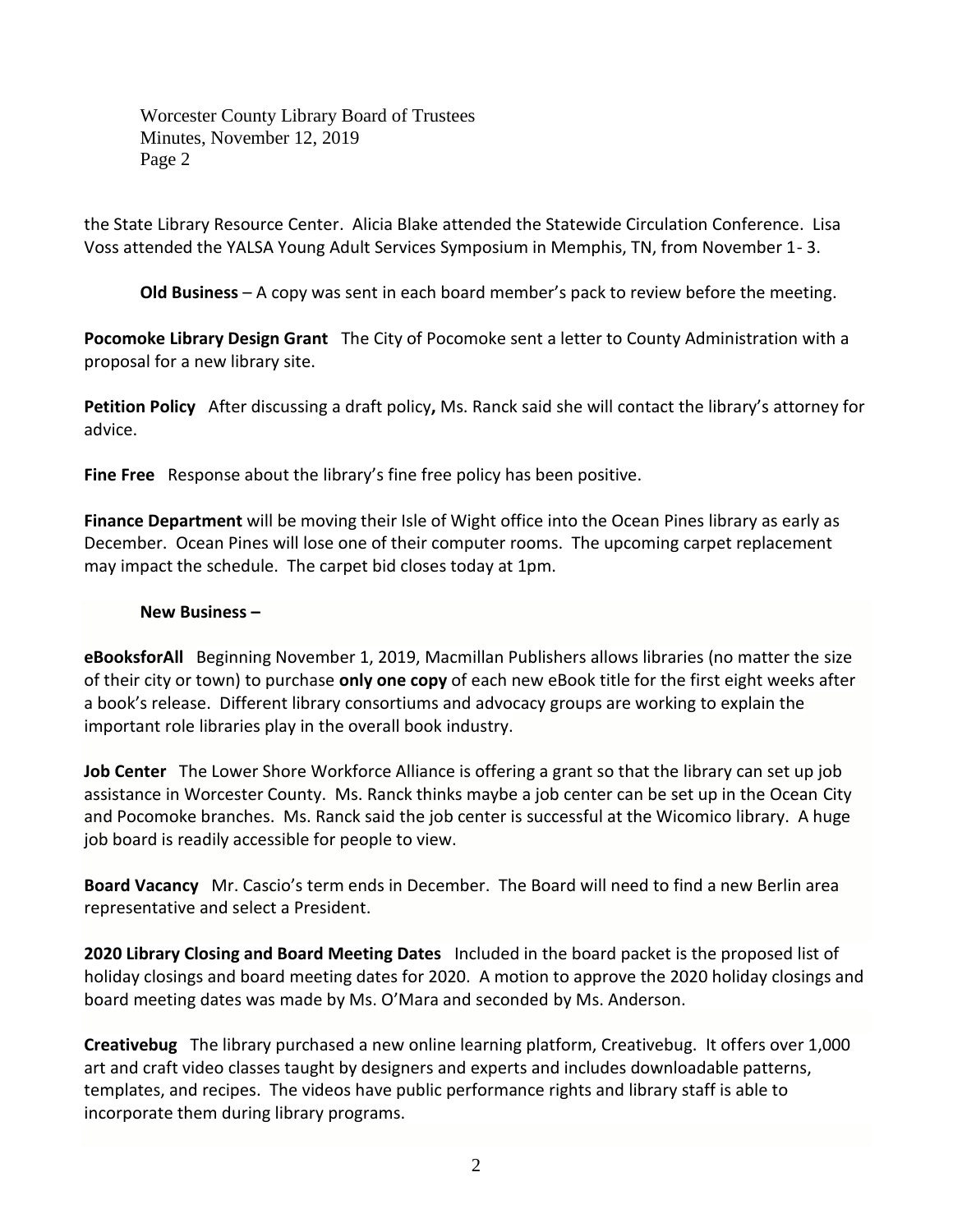the State Library Resource Center. Alicia Blake attended the Statewide Circulation Conference. Lisa Voss attended the YALSA Young Adult Services Symposium in Memphis, TN, from November 1- 3.

**Old Business** – A copy was sent in each board member's pack to review before the meeting.

**Pocomoke Library Design Grant** The City of Pocomoke sent a letter to County Administration with a proposal for a new library site.

**Petition Policy** After discussing a draft policy**,** Ms. Ranck said she will contact the library's attorney for advice.

**Fine Free** Response about the library's fine free policy has been positive.

**Finance Department** will be moving their Isle of Wight office into the Ocean Pines library as early as December. Ocean Pines will lose one of their computer rooms. The upcoming carpet replacement may impact the schedule. The carpet bid closes today at 1pm.

**New Business –**

**eBooksforAll** Beginning November 1, 2019, Macmillan Publishers allows libraries (no matter the size of their city or town) to purchase **only one copy** of each new eBook title for the first eight weeks after a book's release. Different library consortiums and advocacy groups are working to explain the important role libraries play in the overall book industry.

**Job Center** The Lower Shore Workforce Alliance is offering a grant so that the library can set up job assistance in Worcester County. Ms. Ranck thinks maybe a job center can be set up in the Ocean City and Pocomoke branches. Ms. Ranck said the job center is successful at the Wicomico library. A huge job board is readily accessible for people to view.

**Board Vacancy** Mr. Cascio's term ends in December. The Board will need to find a new Berlin area representative and select a President.

**2020 Library Closing and Board Meeting Dates** Included in the board packet is the proposed list of holiday closings and board meeting dates for 2020. A motion to approve the 2020 holiday closings and board meeting dates was made by Ms. O'Mara and seconded by Ms. Anderson.

**Creativebug** The library purchased a new online learning platform, Creativebug. It offers over 1,000 art and craft video classes taught by designers and experts and includes downloadable patterns, templates, and recipes. The videos have public performance rights and library staff is able to incorporate them during library programs.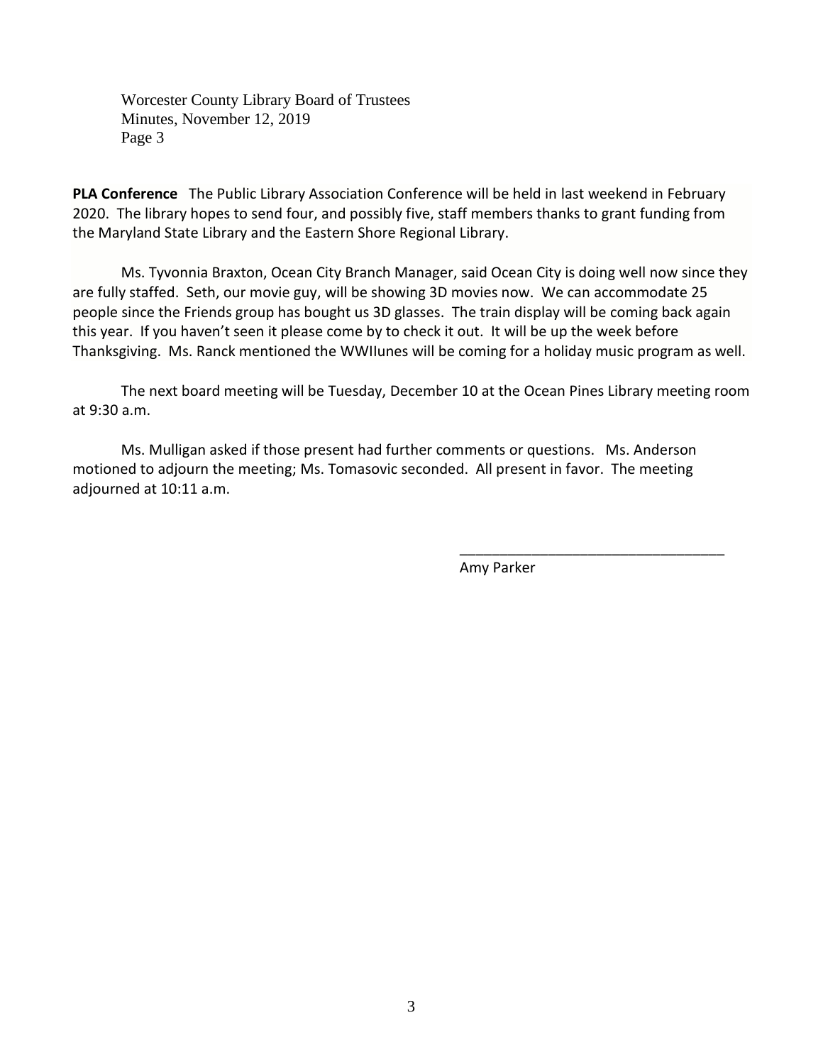**PLA Conference** The Public Library Association Conference will be held in last weekend in February 2020. The library hopes to send four, and possibly five, staff members thanks to grant funding from the Maryland State Library and the Eastern Shore Regional Library.

Ms. Tyvonnia Braxton, Ocean City Branch Manager, said Ocean City is doing well now since they are fully staffed. Seth, our movie guy, will be showing 3D movies now. We can accommodate 25 people since the Friends group has bought us 3D glasses. The train display will be coming back again this year. If you haven't seen it please come by to check it out. It will be up the week before Thanksgiving. Ms. Ranck mentioned the WWIIunes will be coming for a holiday music program as well.

The next board meeting will be Tuesday, December 10 at the Ocean Pines Library meeting room at 9:30 a.m.

Ms. Mulligan asked if those present had further comments or questions. Ms. Anderson motioned to adjourn the meeting; Ms. Tomasovic seconded. All present in favor. The meeting adjourned at 10:11 a.m.

\_\_\_\_\_\_\_\_\_\_\_\_\_\_\_\_\_\_\_\_\_\_\_\_\_\_\_\_\_\_\_\_

Amy Parker